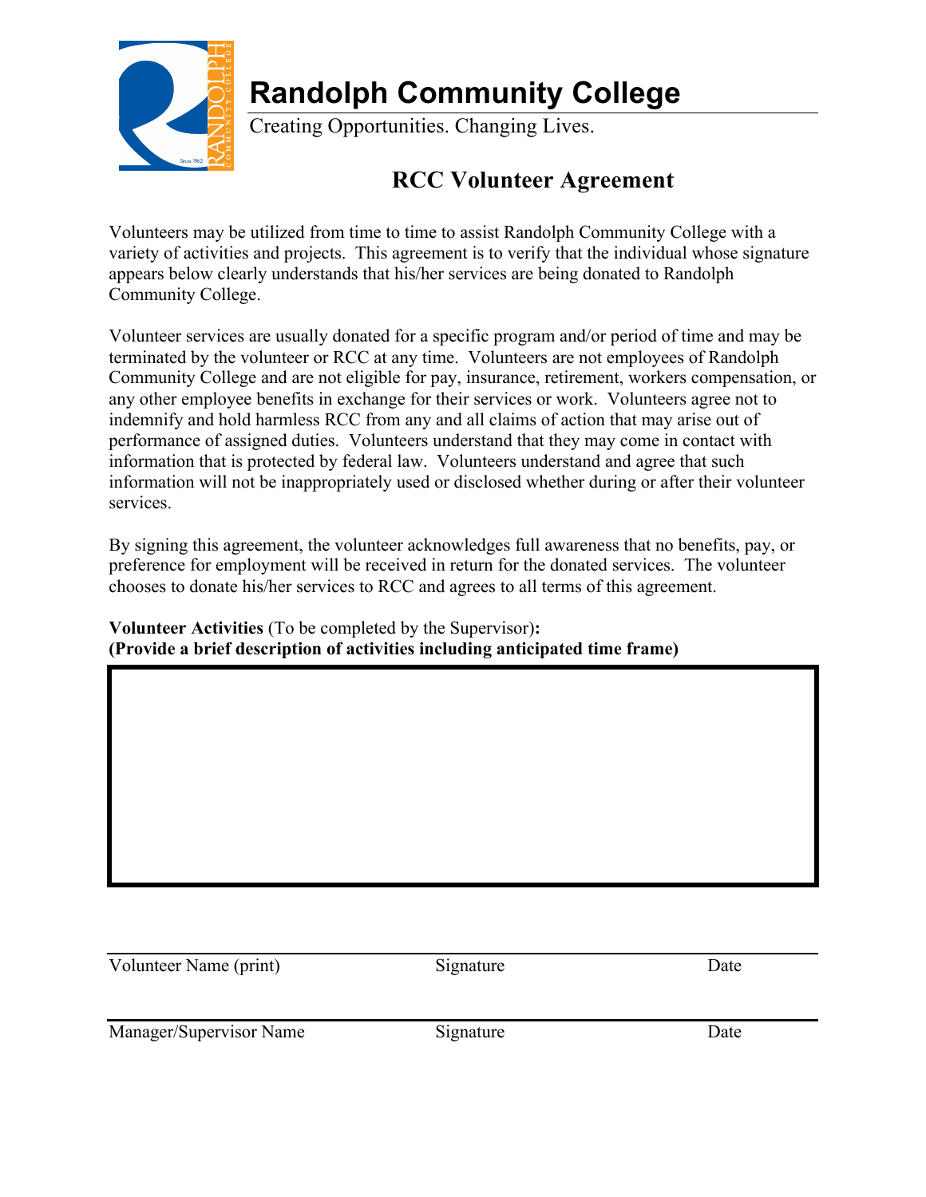# Randolph Community College

Creating Opportunities. Changing Lives.

## RCC Volunteer Agreement

Volunteers may be utilized from time to time to assist Randolph Community College with a variety of activities and projects. This agreement is to verify that the individual whose signature appears below clearly understands that his/her services are being donated to Randolph Community College.

Volunteer services are usually donated for a specific program and/or period of time and may be terminated by the volunteer or RCC at any time. Volunteers are not employees of Randolph Community College and are not eligible for pay, insurance, retirement, workers compensation, or any other employee benefits in exchange for their services or work. Volunteers agree not to indemnify and hold harmless RCC from any and all claims of action that may arise out of performance of assigned duties. Volunteers understand that they may come in contact with information that is protected by federal law. Volunteers understand and agree that such information will not be inappropriately used or disclosed whether during or after their volunteer services.

By signing this agreement, the volunteer acknowledges full awareness that no benefits, pay, or preference for employment will be received in return for the donated services. The volunteer chooses to donate his/her services to RCC and agrees to all terms of this agreement.

**Volunteer Activities** (To be completed by the Supervisor)**:**
**(Provide a brief description of activities including anticipated time frame)**

| |
|---|
| |

Volunteer Name (print) Signature Date

Manager/Supervisor Name Signature Date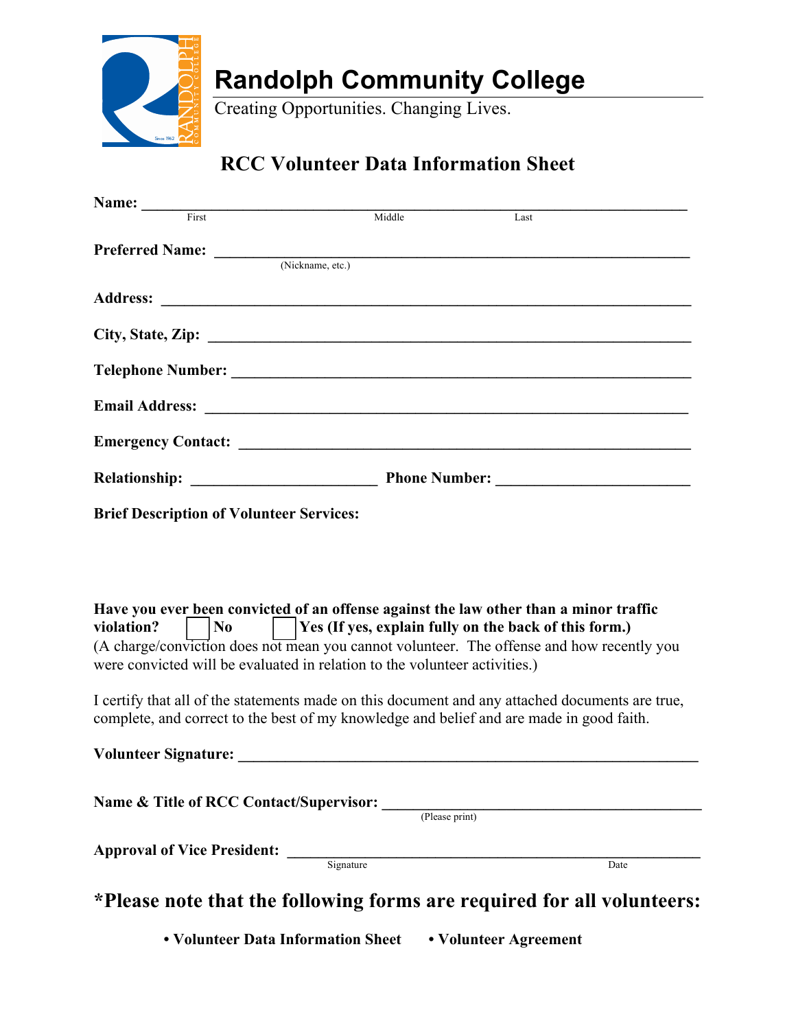# Randolph Community College

Creating Opportunities. Changing Lives.

## RCC Volunteer Data Information Sheet

**Name:** ____________________________________________
First                    Middle                    Last

**Preferred Name:** ____________________________________________
(Nickname, etc.)

**Address:** ____________________________________________

**City, State, Zip:** ____________________________________________

**Telephone Number:** ____________________________________________

**Email Address:** ____________________________________________

**Emergency Contact:** ____________________________________________

**Relationship:** ____________________ **Phone Number:** ____________________

**Brief Description of Volunteer Services:**

**Have you ever been convicted of an offense against the law other than a minor traffic violation?** ☐ **No** ☐ **Yes (If yes, explain fully on the back of this form.)**
(A charge/conviction does not mean you cannot volunteer. The offense and how recently you were convicted will be evaluated in relation to the volunteer activities.)

I certify that all of the statements made on this document and any attached documents are true, complete, and correct to the best of my knowledge and belief and are made in good faith.

**Volunteer Signature:** ____________________________________________

**Name & Title of RCC Contact/Supervisor:** ____________________________________________
(Please print)

**Approval of Vice President:** ____________________________________________
Signature                    Date

## *Please note that the following forms are required for all volunteers:

- **Volunteer Data Information Sheet**
- **Volunteer Agreement**